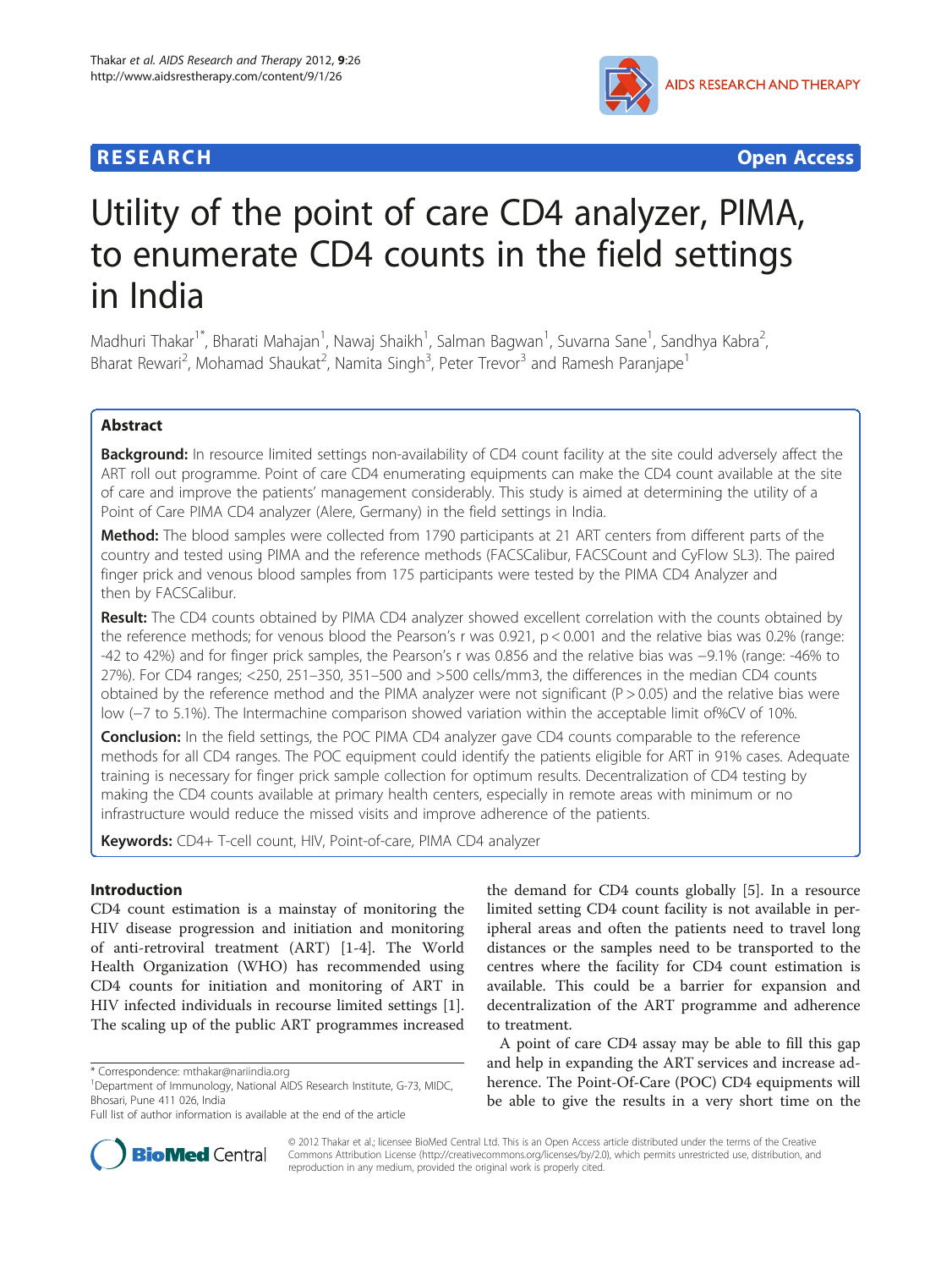RESEARCH **Open Access**

# Utility of the point of care CD4 analyzer, PIMA, to enumerate CD4 counts in the field settings in India

Madhuri Thakar[1*], Bharati Mahajan[1], Nawaj Shaikh[1], Salman Bagwan[1], Suvarna Sane[1], Sandhya Kabra[2], Bharat Rewari[2], Mohamad Shaukat[2], Namita Singh[3], Peter Trevor[3] and Ramesh Paranjape[1]

## Abstract

**Background:** In resource limited settings non-availability of CD4 count facility at the site could adversely affect the ART roll out programme. Point of care CD4 enumerating equipments can make the CD4 count available at the site of care and improve the patients' management considerably. This study is aimed at determining the utility of a Point of Care PIMA CD4 analyzer (Alere, Germany) in the field settings in India.

**Method:** The blood samples were collected from 1790 participants at 21 ART centers from different parts of the country and tested using PIMA and the reference methods (FACSCalibur, FACSCount and CyFlow SL3). The paired finger prick and venous blood samples from 175 participants were tested by the PIMA CD4 Analyzer and then by FACSCalibur.

**Result:** The CD4 counts obtained by PIMA CD4 analyzer showed excellent correlation with the counts obtained by the reference methods; for venous blood the Pearson's r was 0.921, p < 0.001 and the relative bias was 0.2% (range: -42 to 42%) and for finger prick samples, the Pearson's r was 0.856 and the relative bias was −9.1% (range: -46% to 27%). For CD4 ranges; <250, 251–350, 351–500 and >500 cells/mm3, the differences in the median CD4 counts obtained by the reference method and the PIMA analyzer were not significant (P > 0.05) and the relative bias were low (−7 to 5.1%). The Intermachine comparison showed variation within the acceptable limit of%CV of 10%.

**Conclusion:** In the field settings, the POC PIMA CD4 analyzer gave CD4 counts comparable to the reference methods for all CD4 ranges. The POC equipment could identify the patients eligible for ART in 91% cases. Adequate training is necessary for finger prick sample collection for optimum results. Decentralization of CD4 testing by making the CD4 counts available at primary health centers, especially in remote areas with minimum or no infrastructure would reduce the missed visits and improve adherence of the patients.

**Keywords:** CD4+ T-cell count, HIV, Point-of-care, PIMA CD4 analyzer

## Introduction

CD4 count estimation is a mainstay of monitoring the HIV disease progression and initiation and monitoring of anti-retroviral treatment (ART) [1-4]. The World Health Organization (WHO) has recommended using CD4 counts for initiation and monitoring of ART in HIV infected individuals in recourse limited settings [1]. The scaling up of the public ART programmes increased the demand for CD4 counts globally [5]. In a resource limited setting CD4 count facility is not available in peripheral areas and often the patients need to travel long distances or the samples need to be transported to the centres where the facility for CD4 count estimation is available. This could be a barrier for expansion and decentralization of the ART programme and adherence to treatment.

A point of care CD4 assay may be able to fill this gap and help in expanding the ART services and increase adherence. The Point-Of-Care (POC) CD4 equipments will be able to give the results in a very short time on the

\* Correspondence: mthakar@nariindia.org
[1]Department of Immunology, National AIDS Research Institute, G-73, MIDC, Bhosari, Pune 411 026, India
Full list of author information is available at the end of the article

© 2012 Thakar et al.; licensee BioMed Central Ltd. This is an Open Access article distributed under the terms of the Creative Commons Attribution License (http://creativecommons.org/licenses/by/2.0), which permits unrestricted use, distribution, and reproduction in any medium, provided the original work is properly cited.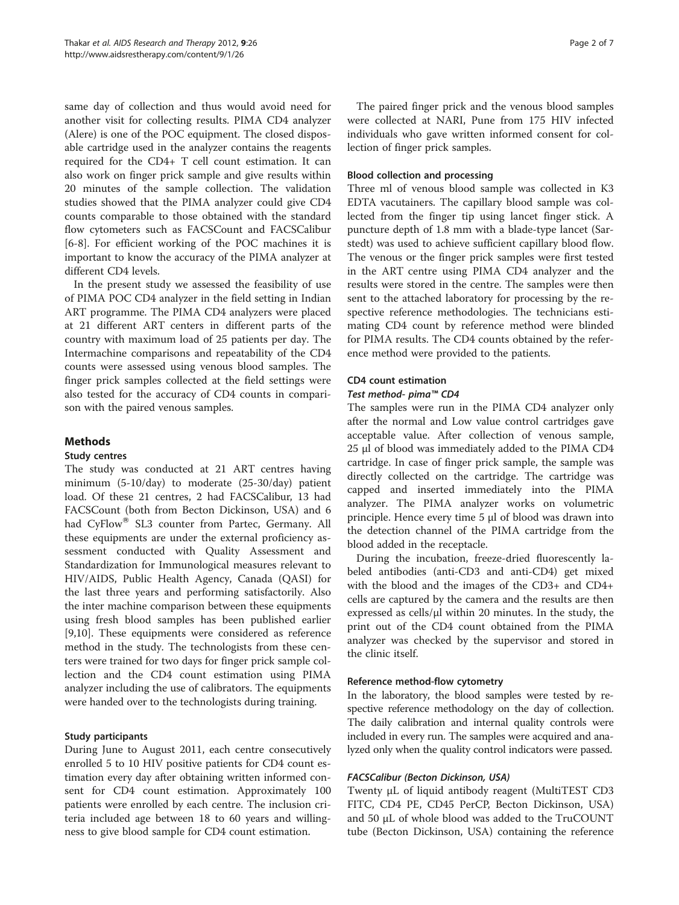same day of collection and thus would avoid need for another visit for collecting results. PIMA CD4 analyzer (Alere) is one of the POC equipment. The closed disposable cartridge used in the analyzer contains the reagents required for the CD4+ T cell count estimation. It can also work on finger prick sample and give results within 20 minutes of the sample collection. The validation studies showed that the PIMA analyzer could give CD4 counts comparable to those obtained with the standard flow cytometers such as FACSCount and FACSCalibur [6-8]. For efficient working of the POC machines it is important to know the accuracy of the PIMA analyzer at different CD4 levels.

In the present study we assessed the feasibility of use of PIMA POC CD4 analyzer in the field setting in Indian ART programme. The PIMA CD4 analyzers were placed at 21 different ART centers in different parts of the country with maximum load of 25 patients per day. The Intermachine comparisons and repeatability of the CD4 counts were assessed using venous blood samples. The finger prick samples collected at the field settings were also tested for the accuracy of CD4 counts in comparison with the paired venous samples.

## Methods

### Study centres

The study was conducted at 21 ART centres having minimum (5-10/day) to moderate (25-30/day) patient load. Of these 21 centres, 2 had FACSCalibur, 13 had FACSCount (both from Becton Dickinson, USA) and 6 had CyFlow® SL3 counter from Partec, Germany. All these equipments are under the external proficiency assessment conducted with Quality Assessment and Standardization for Immunological measures relevant to HIV/AIDS, Public Health Agency, Canada (QASI) for the last three years and performing satisfactorily. Also the inter machine comparison between these equipments using fresh blood samples has been published earlier [9,10]. These equipments were considered as reference method in the study. The technologists from these centers were trained for two days for finger prick sample collection and the CD4 count estimation using PIMA analyzer including the use of calibrators. The equipments were handed over to the technologists during training.

### Study participants

During June to August 2011, each centre consecutively enrolled 5 to 10 HIV positive patients for CD4 count estimation every day after obtaining written informed consent for CD4 count estimation. Approximately 100 patients were enrolled by each centre. The inclusion criteria included age between 18 to 60 years and willingness to give blood sample for CD4 count estimation.

The paired finger prick and the venous blood samples were collected at NARI, Pune from 175 HIV infected individuals who gave written informed consent for collection of finger prick samples.

### Blood collection and processing

Three ml of venous blood sample was collected in K3 EDTA vacutainers. The capillary blood sample was collected from the finger tip using lancet finger stick. A puncture depth of 1.8 mm with a blade-type lancet (Sarstedt) was used to achieve sufficient capillary blood flow. The venous or the finger prick samples were first tested in the ART centre using PIMA CD4 analyzer and the results were stored in the centre. The samples were then sent to the attached laboratory for processing by the respective reference methodologies. The technicians estimating CD4 count by reference method were blinded for PIMA results. The CD4 counts obtained by the reference method were provided to the patients.

### CD4 count estimation

#### *Test method- pima™ CD4*

The samples were run in the PIMA CD4 analyzer only after the normal and Low value control cartridges gave acceptable value. After collection of venous sample, 25 µl of blood was immediately added to the PIMA CD4 cartridge. In case of finger prick sample, the sample was directly collected on the cartridge. The cartridge was capped and inserted immediately into the PIMA analyzer. The PIMA analyzer works on volumetric principle. Hence every time 5 µl of blood was drawn into the detection channel of the PIMA cartridge from the blood added in the receptacle.

During the incubation, freeze-dried fluorescently labeled antibodies (anti-CD3 and anti-CD4) get mixed with the blood and the images of the CD3+ and CD4+ cells are captured by the camera and the results are then expressed as cells/µl within 20 minutes. In the study, the print out of the CD4 count obtained from the PIMA analyzer was checked by the supervisor and stored in the clinic itself.

#### Reference method-flow cytometry

In the laboratory, the blood samples were tested by respective reference methodology on the day of collection. The daily calibration and internal quality controls were included in every run. The samples were acquired and analyzed only when the quality control indicators were passed.

#### *FACSCalibur (Becton Dickinson, USA)*

Twenty µL of liquid antibody reagent (MultiTEST CD3 FITC, CD4 PE, CD45 PerCP, Becton Dickinson, USA) and 50 µL of whole blood was added to the TruCOUNT tube (Becton Dickinson, USA) containing the reference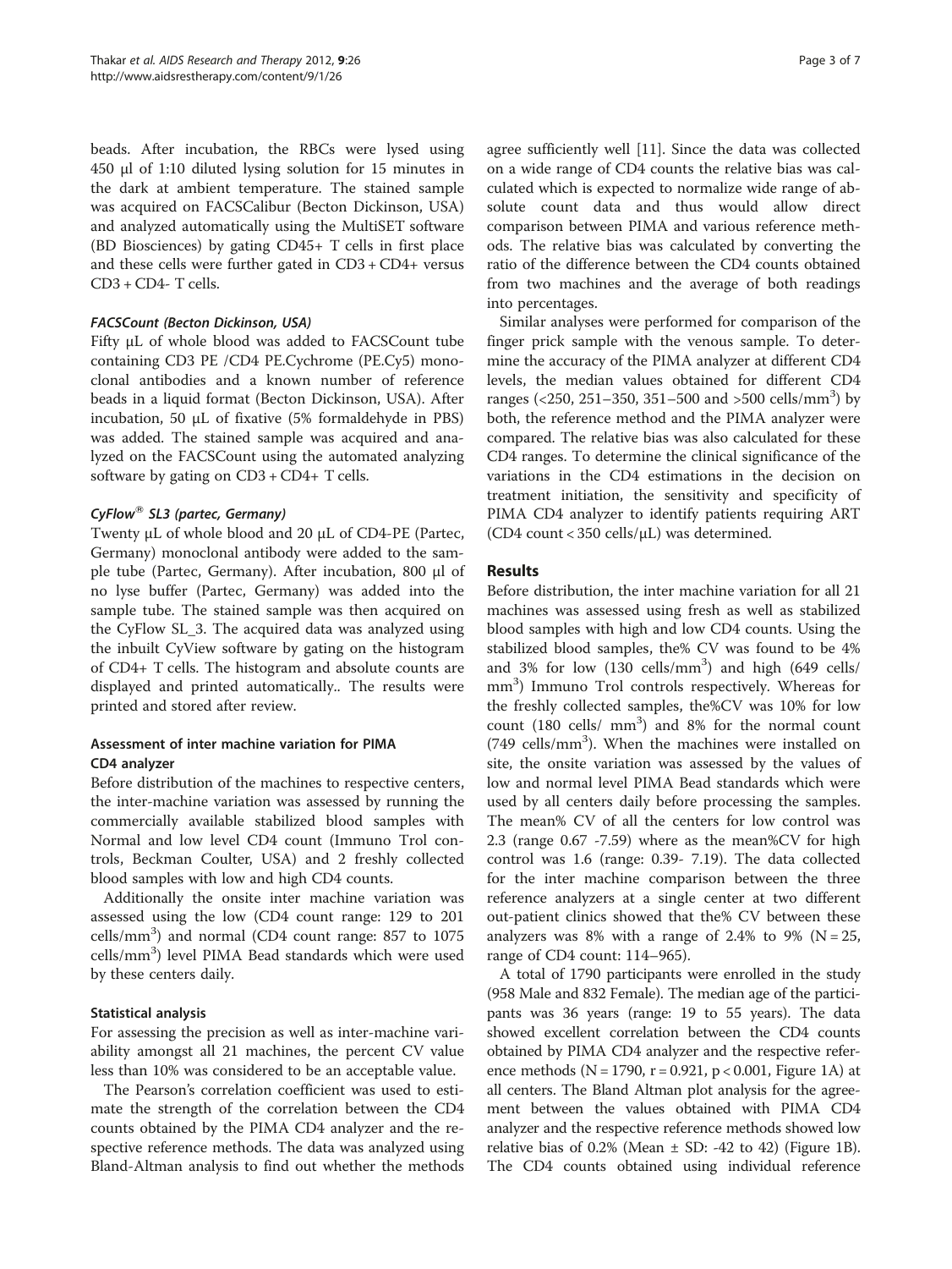beads. After incubation, the RBCs were lysed using 450 μl of 1:10 diluted lysing solution for 15 minutes in the dark at ambient temperature. The stained sample was acquired on FACSCalibur (Becton Dickinson, USA) and analyzed automatically using the MultiSET software (BD Biosciences) by gating CD45+ T cells in first place and these cells were further gated in CD3 + CD4+ versus CD3 + CD4- T cells.

#### *FACSCount (Becton Dickinson, USA)*

Fifty μL of whole blood was added to FACSCount tube containing CD3 PE /CD4 PE.Cychrome (PE.Cy5) monoclonal antibodies and a known number of reference beads in a liquid format (Becton Dickinson, USA). After incubation, 50 μL of fixative (5% formaldehyde in PBS) was added. The stained sample was acquired and analyzed on the FACSCount using the automated analyzing software by gating on CD3 + CD4+ T cells.

#### *CyFlow® SL3 (partec, Germany)*

Twenty μL of whole blood and 20 μL of CD4-PE (Partec, Germany) monoclonal antibody were added to the sample tube (Partec, Germany). After incubation, 800 μl of no lyse buffer (Partec, Germany) was added into the sample tube. The stained sample was then acquired on the CyFlow SL_3. The acquired data was analyzed using the inbuilt CyView software by gating on the histogram of CD4+ T cells. The histogram and absolute counts are displayed and printed automatically.. The results were printed and stored after review.

### Assessment of inter machine variation for PIMA CD4 analyzer

Before distribution of the machines to respective centers, the inter-machine variation was assessed by running the commercially available stabilized blood samples with Normal and low level CD4 count (Immuno Trol controls, Beckman Coulter, USA) and 2 freshly collected blood samples with low and high CD4 counts.

Additionally the onsite inter machine variation was assessed using the low (CD4 count range: 129 to 201 cells/mm$^3$) and normal (CD4 count range: 857 to 1075 cells/mm$^3$) level PIMA Bead standards which were used by these centers daily.

### Statistical analysis

For assessing the precision as well as inter-machine variability amongst all 21 machines, the percent CV value less than 10% was considered to be an acceptable value.

The Pearson's correlation coefficient was used to estimate the strength of the correlation between the CD4 counts obtained by the PIMA CD4 analyzer and the respective reference methods. The data was analyzed using Bland-Altman analysis to find out whether the methods agree sufficiently well [11]. Since the data was collected on a wide range of CD4 counts the relative bias was calculated which is expected to normalize wide range of absolute count data and thus would allow direct comparison between PIMA and various reference methods. The relative bias was calculated by converting the ratio of the difference between the CD4 counts obtained from two machines and the average of both readings into percentages.

Similar analyses were performed for comparison of the finger prick sample with the venous sample. To determine the accuracy of the PIMA analyzer at different CD4 levels, the median values obtained for different CD4 ranges (<250, 251–350, 351–500 and >500 cells/mm$^3$) by both, the reference method and the PIMA analyzer were compared. The relative bias was also calculated for these CD4 ranges. To determine the clinical significance of the variations in the CD4 estimations in the decision on treatment initiation, the sensitivity and specificity of PIMA CD4 analyzer to identify patients requiring ART (CD4 count < 350 cells/μL) was determined.

## Results

Before distribution, the inter machine variation for all 21 machines was assessed using fresh as well as stabilized blood samples with high and low CD4 counts. Using the stabilized blood samples, the% CV was found to be 4% and 3% for low (130 cells/mm$^3$) and high (649 cells/mm$^3$) Immuno Trol controls respectively. Whereas for the freshly collected samples, the%CV was 10% for low count (180 cells/ mm$^3$) and 8% for the normal count (749 cells/mm$^3$). When the machines were installed on site, the onsite variation was assessed by the values of low and normal level PIMA Bead standards which were used by all centers daily before processing the samples. The mean% CV of all the centers for low control was 2.3 (range 0.67 -7.59) where as the mean%CV for high control was 1.6 (range: 0.39- 7.19). The data collected for the inter machine comparison between the three reference analyzers at a single center at two different out-patient clinics showed that the% CV between these analyzers was 8% with a range of 2.4% to 9% (N = 25, range of CD4 count: 114–965).

A total of 1790 participants were enrolled in the study (958 Male and 832 Female). The median age of the participants was 36 years (range: 19 to 55 years). The data showed excellent correlation between the CD4 counts obtained by PIMA CD4 analyzer and the respective reference methods (N = 1790, $r = 0.921$, $p < 0.001$, Figure 1A) at all centers. The Bland Altman plot analysis for the agreement between the values obtained with PIMA CD4 analyzer and the respective reference methods showed low relative bias of 0.2% (Mean ± SD: -42 to 42) (Figure 1B). The CD4 counts obtained using individual reference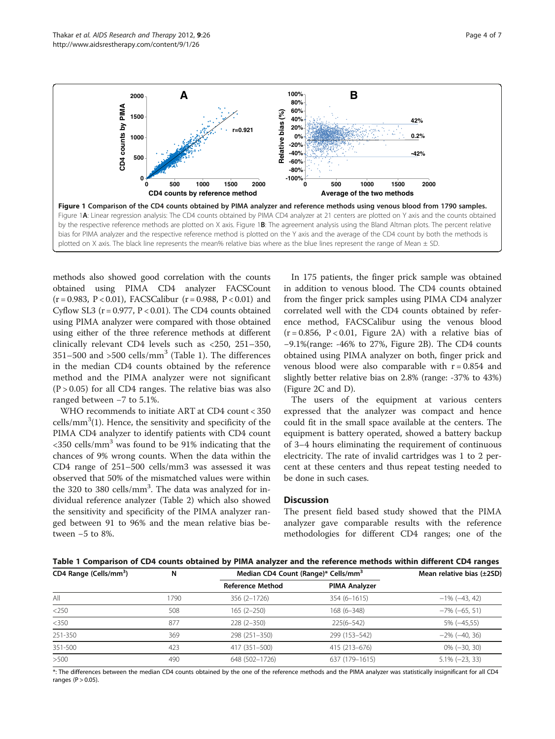**Figure 1 Comparison of the CD4 counts obtained by PIMA analyzer and reference methods using venous blood from 1790 samples.** Figure 1**A**: Linear regression analysis: The CD4 counts obtained by PIMA CD4 analyzer at 21 centers are plotted on Y axis and the counts obtained by the respective reference methods are plotted on X axis. Figure 1**B**: The agreement analysis using the Bland Altman plots. The percent relative bias for PIMA analyzer and the respective reference method is plotted on the Y axis and the average of the CD4 count by both the methods is plotted on X axis. The black line represents the mean% relative bias where as the blue lines represent the range of Mean ± SD.

methods also showed good correlation with the counts obtained using PIMA CD4 analyzer FACSCount ($r = 0.983$, $P < 0.01$), FACSCalibur ($r = 0.988$, $P < 0.01$) and Cyflow SL3 ($r = 0.977$, $P < 0.01$). The CD4 counts obtained using PIMA analyzer were compared with those obtained using either of the three reference methods at different clinically relevant CD4 levels such as <250, 251–350, 351–500 and >500 cells/mm$^3$ (Table 1). The differences in the median CD4 counts obtained by the reference method and the PIMA analyzer were not significant ($P > 0.05$) for all CD4 ranges. The relative bias was also ranged between −7 to 5.1%.

WHO recommends to initiate ART at CD4 count < 350 cells/mm$^3$(1). Hence, the sensitivity and specificity of the PIMA CD4 analyzer to identify patients with CD4 count <350 cells/mm$^3$ was found to be 91% indicating that the chances of 9% wrong counts. When the data within the CD4 range of 251–500 cells/mm3 was assessed it was observed that 50% of the mismatched values were within the 320 to 380 cells/mm$^3$. The data was analyzed for individual reference analyzer (Table 2) which also showed the sensitivity and specificity of the PIMA analyzer ranged between 91 to 96% and the mean relative bias between −5 to 8%.

In 175 patients, the finger prick sample was obtained in addition to venous blood. The CD4 counts obtained from the finger prick samples using PIMA CD4 analyzer correlated well with the CD4 counts obtained by reference method, FACSCalibur using the venous blood ($r = 0.856$, $P < 0.01$, Figure 2A) with a relative bias of −9.1%(range: -46% to 27%, Figure 2B). The CD4 counts obtained using PIMA analyzer on both, finger prick and venous blood were also comparable with $r = 0.854$ and slightly better relative bias on 2.8% (range: -37% to 43%) (Figure 2C and D).

The users of the equipment at various centers expressed that the analyzer was compact and hence could fit in the small space available at the centers. The equipment is battery operated, showed a battery backup of 3–4 hours eliminating the requirement of continuous electricity. The rate of invalid cartridges was 1 to 2 percent at these centers and thus repeat testing needed to be done in such cases.

## Discussion

The present field based study showed that the PIMA analyzer gave comparable results with the reference methodologies for different CD4 ranges; one of the

**Table 1 Comparison of CD4 counts obtained by PIMA analyzer and the reference methods within different CD4 ranges**

| CD4 Range (Cells/mm$^3$) | N | Median CD4 Count (Range)* Cells/mm$^3$ | | Mean relative bias (±2SD) |
|---|---|---|---|---|
| | | Reference Method | PIMA Analyzer | |
| All | 1790 | 356 (2–1726) | 354 (6–1615) | −1% (−43, 42) |
| <250 | 508 | 165 (2–250) | 168 (6–348) | −7% (−65, 51) |
| <350 | 877 | 228 (2–350) | 225(6–542) | 5% (−45,55) |
| 251-350 | 369 | 298 (251–350) | 299 (153–542) | −2% (−40, 36) |
| 351-500 | 423 | 417 (351–500) | 415 (213–676) | 0% (−30, 30) |
| >500 | 490 | 648 (502–1726) | 637 (179–1615) | 5.1% (−23, 33) |

*: The differences between the median CD4 counts obtained by the one of the reference methods and the PIMA analyzer was statistically insignificant for all CD4 ranges ($P > 0.05$).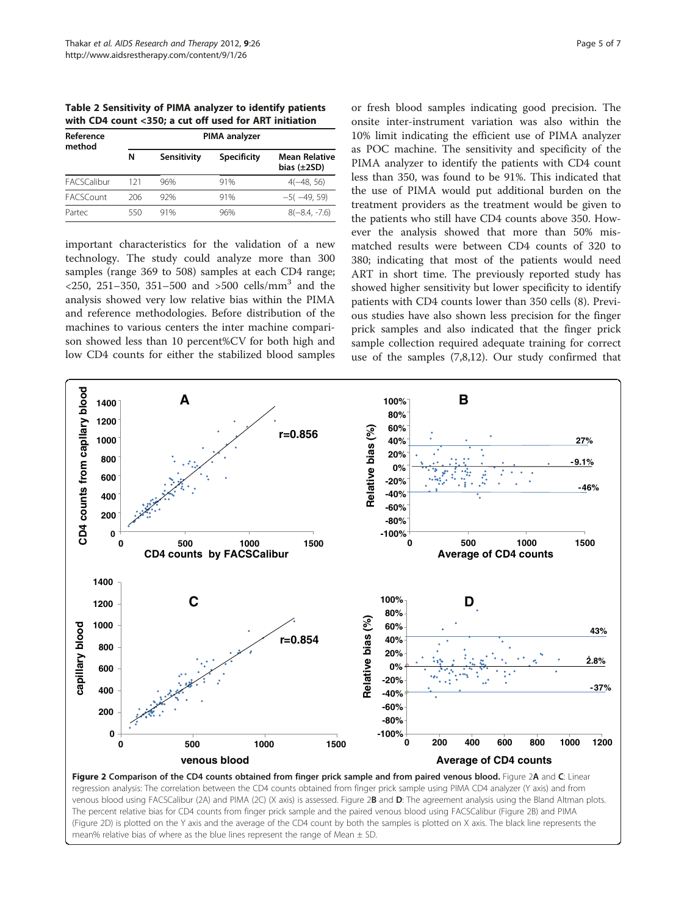**Table 2 Sensitivity of PIMA analyzer to identify patients with CD4 count <350; a cut off used for ART initiation**

| Reference method | PIMA analyzer | | | |
|---|---|---|---|---|
| | N | Sensitivity | Specificity | Mean Relative bias (±2SD) |
| FACSCalibur | 121 | 96% | 91% | 4(−48, 56) |
| FACSCount | 206 | 92% | 91% | −5( −49, 59) |
| Partec | 550 | 91% | 96% | 8(−8.4, -7.6) |

important characteristics for the validation of a new technology. The study could analyze more than 300 samples (range 369 to 508) samples at each CD4 range; <250, 251–350, 351–500 and >500 cells/mm$^3$ and the analysis showed very low relative bias within the PIMA and reference methodologies. Before distribution of the machines to various centers the inter machine comparison showed less than 10 percent%CV for both high and low CD4 counts for either the stabilized blood samples or fresh blood samples indicating good precision. The onsite inter-instrument variation was also within the 10% limit indicating the efficient use of PIMA analyzer as POC machine. The sensitivity and specificity of the PIMA analyzer to identify the patients with CD4 count less than 350, was found to be 91%. This indicated that the use of PIMA would put additional burden on the treatment providers as the treatment would be given to the patients who still have CD4 counts above 350. However the analysis showed that more than 50% mismatched results were between CD4 counts of 320 to 380; indicating that most of the patients would need ART in short time. The previously reported study has showed higher sensitivity but lower specificity to identify patients with CD4 counts lower than 350 cells (8). Previous studies have also shown less precision for the finger prick samples and also indicated that the finger prick sample collection required adequate training for correct use of the samples (7,8,12). Our study confirmed that

**Figure 2 Comparison of the CD4 counts obtained from finger prick sample and from paired venous blood.** Figure 2**A** and **C**: Linear regression analysis: The correlation between the CD4 counts obtained from finger prick sample using PIMA CD4 analyzer (Y axis) and from venous blood using FACSCalibur (2A) and PIMA (2C) (X axis) is assessed. Figure 2**B** and **D**: The agreement analysis using the Bland Altman plots. The percent relative bias for CD4 counts from finger prick sample and the paired venous blood using FACSCalibur (Figure 2B) and PIMA (Figure 2D) is plotted on the Y axis and the average of the CD4 count by both the samples is plotted on X axis. The black line represents the mean% relative bias of where as the blue lines represent the range of Mean ± SD.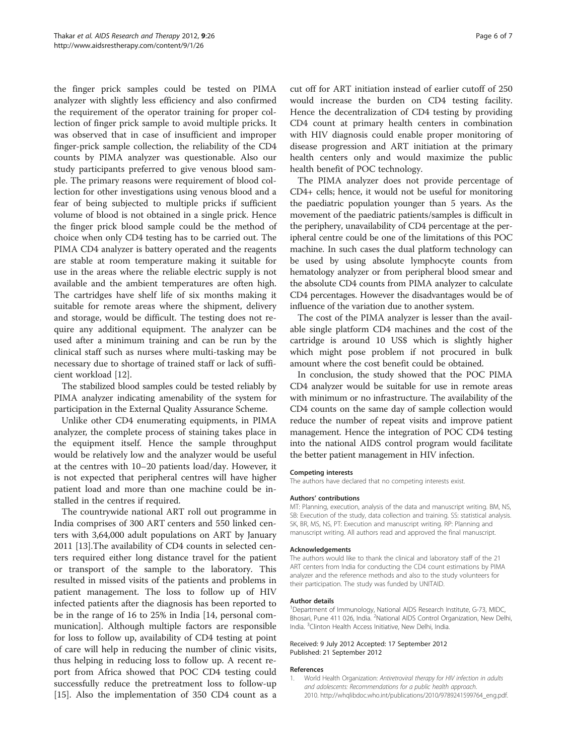the finger prick samples could be tested on PIMA analyzer with slightly less efficiency and also confirmed the requirement of the operator training for proper collection of finger prick sample to avoid multiple pricks. It was observed that in case of insufficient and improper finger-prick sample collection, the reliability of the CD4 counts by PIMA analyzer was questionable. Also our study participants preferred to give venous blood sample. The primary reasons were requirement of blood collection for other investigations using venous blood and a fear of being subjected to multiple pricks if sufficient volume of blood is not obtained in a single prick. Hence the finger prick blood sample could be the method of choice when only CD4 testing has to be carried out. The PIMA CD4 analyzer is battery operated and the reagents are stable at room temperature making it suitable for use in the areas where the reliable electric supply is not available and the ambient temperatures are often high. The cartridges have shelf life of six months making it suitable for remote areas where the shipment, delivery and storage, would be difficult. The testing does not require any additional equipment. The analyzer can be used after a minimum training and can be run by the clinical staff such as nurses where multi-tasking may be necessary due to shortage of trained staff or lack of sufficient workload [12].

The stabilized blood samples could be tested reliably by PIMA analyzer indicating amenability of the system for participation in the External Quality Assurance Scheme.

Unlike other CD4 enumerating equipments, in PIMA analyzer, the complete process of staining takes place in the equipment itself. Hence the sample throughput would be relatively low and the analyzer would be useful at the centres with 10–20 patients load/day. However, it is not expected that peripheral centres will have higher patient load and more than one machine could be installed in the centres if required.

The countrywide national ART roll out programme in India comprises of 300 ART centers and 550 linked centers with 3,64,000 adult populations on ART by January 2011 [13].The availability of CD4 counts in selected centers required either long distance travel for the patient or transport of the sample to the laboratory. This resulted in missed visits of the patients and problems in patient management. The loss to follow up of HIV infected patients after the diagnosis has been reported to be in the range of 16 to 25% in India [14, personal communication]. Although multiple factors are responsible for loss to follow up, availability of CD4 testing at point of care will help in reducing the number of clinic visits, thus helping in reducing loss to follow up. A recent report from Africa showed that POC CD4 testing could successfully reduce the pretreatment loss to follow-up [15]. Also the implementation of 350 CD4 count as a cut off for ART initiation instead of earlier cutoff of 250 would increase the burden on CD4 testing facility. Hence the decentralization of CD4 testing by providing CD4 count at primary health centers in combination with HIV diagnosis could enable proper monitoring of disease progression and ART initiation at the primary health centers only and would maximize the public health benefit of POC technology.

The PIMA analyzer does not provide percentage of CD4+ cells; hence, it would not be useful for monitoring the paediatric population younger than 5 years. As the movement of the paediatric patients/samples is difficult in the periphery, unavailability of CD4 percentage at the peripheral centre could be one of the limitations of this POC machine. In such cases the dual platform technology can be used by using absolute lymphocyte counts from hematology analyzer or from peripheral blood smear and the absolute CD4 counts from PIMA analyzer to calculate CD4 percentages. However the disadvantages would be of influence of the variation due to another system.

The cost of the PIMA analyzer is lesser than the available single platform CD4 machines and the cost of the cartridge is around 10 US$ which is slightly higher which might pose problem if not procured in bulk amount where the cost benefit could be obtained.

In conclusion, the study showed that the POC PIMA CD4 analyzer would be suitable for use in remote areas with minimum or no infrastructure. The availability of the CD4 counts on the same day of sample collection would reduce the number of repeat visits and improve patient management. Hence the integration of POC CD4 testing into the national AIDS control program would facilitate the better patient management in HIV infection.

#### Competing interests

The authors have declared that no competing interests exist.

#### Authors' contributions

MT: Planning, execution, analysis of the data and manuscript writing. BM, NS, SB: Execution of the study, data collection and training. SS: statistical analysis. SK, BR, MS, NS, PT: Execution and manuscript writing. RP: Planning and manuscript writing. All authors read and approved the final manuscript.

#### Acknowledgements

The authors would like to thank the clinical and laboratory staff of the 21 ART centers from India for conducting the CD4 count estimations by PIMA analyzer and the reference methods and also to the study volunteers for their participation. The study was funded by UNITAID.

#### Author details

[1]Department of Immunology, National AIDS Research Institute, G-73, MIDC, Bhosari, Pune 411 026, India. [2]National AIDS Control Organization, New Delhi, India. [3]Clinton Health Access Initiative, New Delhi, India.

Received: 9 July 2012 Accepted: 17 September 2012
Published: 21 September 2012

#### References

1. World Health Organization: *Antiretroviral therapy for HIV infection in adults and adolescents: Recommendations for a public health approach.* 2010. http://whqlibdoc.who.int/publications/2010/9789241599764_eng.pdf.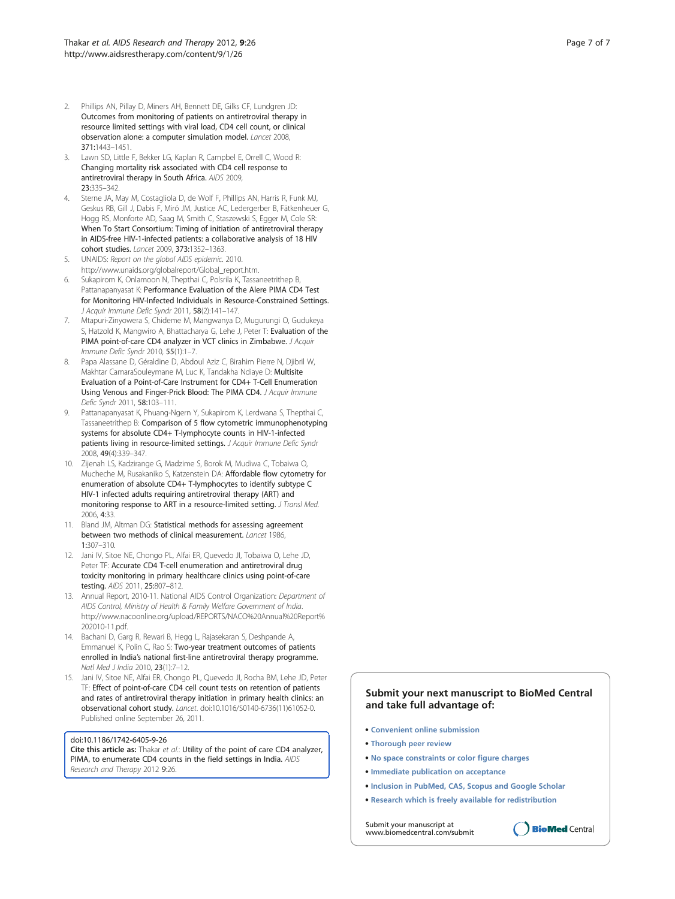2. Phillips AN, Pillay D, Miners AH, Bennett DE, Gilks CF, Lundgren JD: Outcomes from monitoring of patients on antiretroviral therapy in resource limited settings with viral load, CD4 cell count, or clinical observation alone: a computer simulation model. *Lancet* 2008, **371:**1443–1451.
3. Lawn SD, Little F, Bekker LG, Kaplan R, Campbel E, Orrell C, Wood R: Changing mortality risk associated with CD4 cell response to antiretroviral therapy in South Africa. *AIDS* 2009, **23:**335–342.
4. Sterne JA, May M, Costagliola D, de Wolf F, Phillips AN, Harris R, Funk MJ, Geskus RB, Gill J, Dabis F, Miró JM, Justice AC, Ledergerber B, Fätkenheuer G, Hogg RS, Monforte AD, Saag M, Smith C, Staszewski S, Egger M, Cole SR: When To Start Consortium: Timing of initiation of antiretroviral therapy in AIDS-free HIV-1-infected patients: a collaborative analysis of 18 HIV cohort studies. *Lancet* 2009, **373:**1352–1363.
5. UNAIDS: *Report on the global AIDS epidemic*. 2010. http://www.unaids.org/globalreport/Global_report.htm.
6. Sukapirom K, Onlamoon N, Thepthai C, Polsrila K, Tassaneetrithep B, Pattanapanyasat K: Performance Evaluation of the Alere PIMA CD4 Test for Monitoring HIV-Infected Individuals in Resource-Constrained Settings. *J Acquir Immune Defic Syndr* 2011, **58**(2):141–147.
7. Mtapuri-Zinyowera S, Chideme M, Mangwanya D, Mugurungi O, Gudukeya S, Hatzold K, Mangwiro A, Bhattacharya G, Lehe J, Peter T: Evaluation of the PIMA point-of-care CD4 analyzer in VCT clinics in Zimbabwe. *J Acquir Immune Defic Syndr* 2010, **55**(1):1–7.
8. Papa Alassane D, Géraldine D, Abdoul Aziz C, Birahim Pierre N, Djibril W, Makhtar CamaraSouleymane M, Luc K, Tandakha Ndiaye D: Multisite Evaluation of a Point-of-Care Instrument for CD4+ T-Cell Enumeration Using Venous and Finger-Prick Blood: The PIMA CD4. *J Acquir Immune Defic Syndr* 2011, **58:**103–111.
9. Pattanapanyasat K, Phuang-Ngern Y, Sukapirom K, Lerdwana S, Thepthai C, Tassaneetrithep B: Comparison of 5 flow cytometric immunophenotyping systems for absolute CD4+ T-lymphocyte counts in HIV-1-infected patients living in resource-limited settings. *J Acquir Immune Defic Syndr* 2008, **49**(4):339–347.
10. Zijenah LS, Kadzirange G, Madzime S, Borok M, Mudiwa C, Tobaiwa O, Mucheche M, Rusakaniko S, Katzenstein DA: Affordable flow cytometry for enumeration of absolute CD4+ T-lymphocytes to identify subtype C HIV-1 infected adults requiring antiretroviral therapy (ART) and monitoring response to ART in a resource-limited setting. *J Transl Med*. 2006, **4:**33.
11. Bland JM, Altman DG: Statistical methods for assessing agreement between two methods of clinical measurement. *Lancet* 1986, **1:**307–310.
12. Jani IV, Sitoe NE, Chongo PL, Alfai ER, Quevedo JI, Tobaiwa O, Lehe JD, Peter TF: Accurate CD4 T-cell enumeration and antiretroviral drug toxicity monitoring in primary healthcare clinics using point-of-care testing. *AIDS* 2011, **25:**807–812.
13. Annual Report, 2010-11. National AIDS Control Organization: *Department of AIDS Control, Ministry of Health & Family Welfare Government of India*. http://www.nacoonline.org/upload/REPORTS/NACO%20Annual%20Report%202010-11.pdf.
14. Bachani D, Garg R, Rewari B, Hegg L, Rajasekaran S, Deshpande A, Emmanuel K, Polin C, Rao S: Two-year treatment outcomes of patients enrolled in India's national first-line antiretroviral therapy programme. *Natl Med J India* 2010, **23**(1):7–12.
15. Jani IV, Sitoe NE, Alfai ER, Chongo PL, Quevedo JI, Rocha BM, Lehe JD, Peter TF: Effect of point-of-care CD4 cell count tests on retention of patients and rates of antiretroviral therapy initiation in primary health clinics: an observational cohort study. *Lancet*. doi:10.1016/S0140-6736(11)61052-0. Published online September 26, 2011.

doi:10.1186/1742-6405-9-26

**Cite this article as:** Thakar *et al.*: Utility of the point of care CD4 analyzer, PIMA, to enumerate CD4 counts in the field settings in India. *AIDS Research and Therapy* 2012 **9**:26.

**Submit your next manuscript to BioMed Central and take full advantage of:**

- **Convenient online submission**
- **Thorough peer review**
- **No space constraints or color figure charges**
- **Immediate publication on acceptance**
- **Inclusion in PubMed, CAS, Scopus and Google Scholar**
- **Research which is freely available for redistribution**

Submit your manuscript at
www.biomedcentral.com/submit

BioMed Central